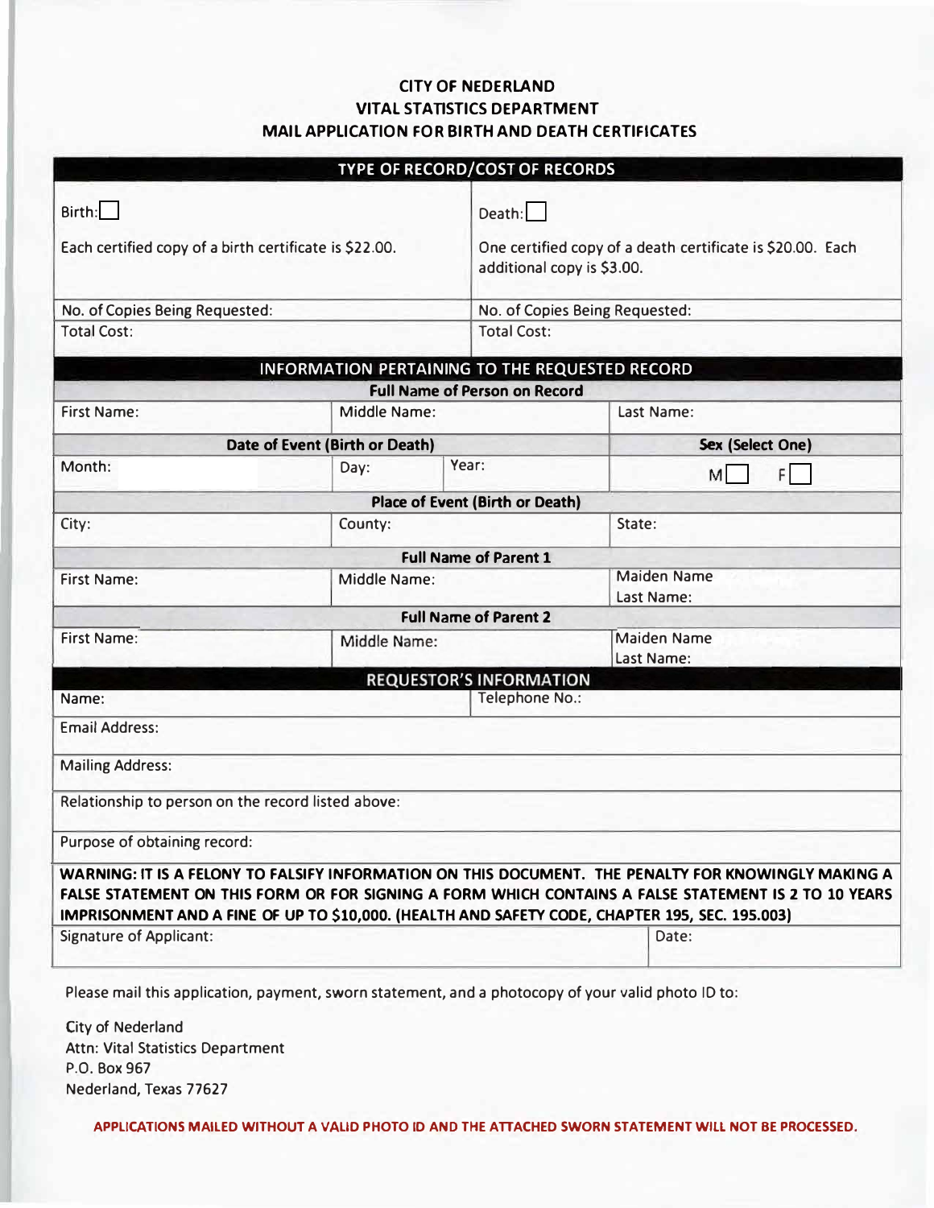# CITY OF NEDERLAND
## VITAL STATISTICS DEPARTMENT
## MAIL APPLICATION FOR BIRTH AND DEATH CERTIFICATES

| TYPE OF RECORD/COST OF RECORDS | |
|---|---|
| Birth: ☐<br><br>Each certified copy of a birth certificate is $22.00. | Death: ☐<br><br>One certified copy of a death certificate is $20.00. Each additional copy is $3.00. |
| No. of Copies Being Requested: | No. of Copies Being Requested: |
| Total Cost: | Total Cost: |

| INFORMATION PERTAINING TO THE REQUESTED RECORD | | | |
|---|---|---|---|
| **Full Name of Person on Record** | | | |
| First Name: | Middle Name: | | Last Name: |
| **Date of Event (Birth or Death)** | | | **Sex (Select One)** |
| Month: | Day: | Year: | M ☐ F ☐ |
| **Place of Event (Birth or Death)** | | | |
| City: | County: | | State: |
| **Full Name of Parent 1** | | | |
| First Name: | Middle Name: | | Maiden Name Last Name: |
| **Full Name of Parent 2** | | | |
| First Name: | Middle Name: | | Maiden Name Last Name: |

| REQUESTOR'S INFORMATION | |
|---|---|
| Name: | Telephone No.: |
| Email Address: | |
| Mailing Address: | |
| Relationship to person on the record listed above: | |
| Purpose of obtaining record: | |

**WARNING: IT IS A FELONY TO FALSIFY INFORMATION ON THIS DOCUMENT. THE PENALTY FOR KNOWINGLY MAKING A FALSE STATEMENT ON THIS FORM OR FOR SIGNING A FORM WHICH CONTAINS A FALSE STATEMENT IS 2 TO 10 YEARS IMPRISONMENT AND A FINE OF UP TO $10,000. (HEALTH AND SAFETY CODE, CHAPTER 195, SEC. 195.003)**

| Signature of Applicant: | Date: |
|---|---|

Please mail this application, payment, sworn statement, and a photocopy of your valid photo ID to:

City of Nederland
Attn: Vital Statistics Department
P.O. Box 967
Nederland, Texas 77627

**APPLICATIONS MAILED WITHOUT A VALID PHOTO ID AND THE ATTACHED SWORN STATEMENT WILL NOT BE PROCESSED.**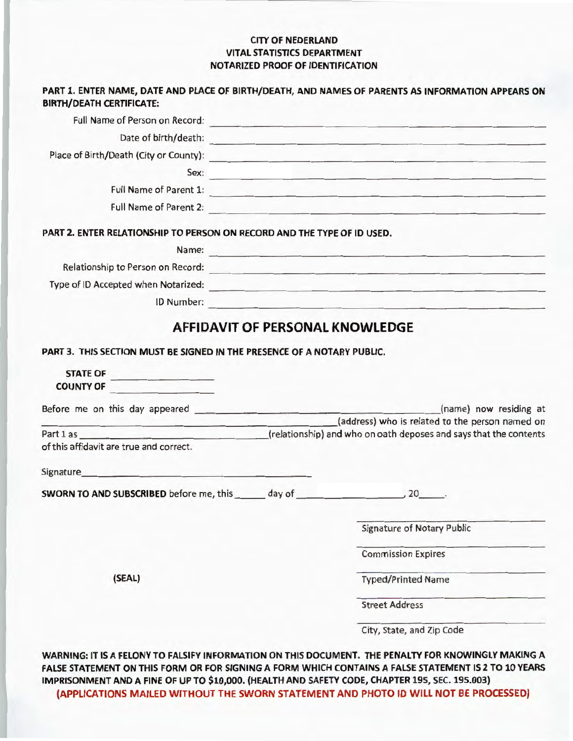**CITY OF NEDERLAND**
**VITAL STATISTICS DEPARTMENT**
**NOTARIZED PROOF OF IDENTIFICATION**

**PART 1. ENTER NAME, DATE AND PLACE OF BIRTH/DEATH, AND NAMES OF PARENTS AS INFORMATION APPEARS ON BIRTH/DEATH CERTIFICATE:**

Full Name of Person on Record: ______________________________

Date of birth/death: ______________________________

Place of Birth/Death (City or County): ______________________________

Sex: ______________________________

Full Name of Parent 1: ______________________________

Full Name of Parent 2: ______________________________

**PART 2. ENTER RELATIONSHIP TO PERSON ON RECORD AND THE TYPE OF ID USED.**

Name: ______________________________

Relationship to Person on Record: ______________________________

Type of ID Accepted when Notarized: ______________________________

ID Number: ______________________________

## AFFIDAVIT OF PERSONAL KNOWLEDGE

**PART 3. THIS SECTION MUST BE SIGNED IN THE PRESENCE OF A NOTARY PUBLIC.**

**STATE OF** ______________
**COUNTY OF** ______________

Before me on this day appeared ______________________________(name) now residing at ______________________________(address) who is related to the person named on Part 1 as ______________________________(relationship) and who on oath deposes and says that the contents of this affidavit are true and correct.

Signature______________________________

**SWORN TO AND SUBSCRIBED** before me, this ______ day of ______________, 20_____.

______________________________
Signature of Notary Public

______________________________
Commission Expires

(SEAL)

______________________________
Typed/Printed Name

______________________________
Street Address

______________________________
City, State, and Zip Code

**WARNING: IT IS A FELONY TO FALSIFY INFORMATION ON THIS DOCUMENT. THE PENALTY FOR KNOWINGLY MAKING A FALSE STATEMENT ON THIS FORM OR FOR SIGNING A FORM WHICH CONTAINS A FALSE STATEMENT IS 2 TO 10 YEARS IMPRISONMENT AND A FINE OF UP TO $10,000. (HEALTH AND SAFETY CODE, CHAPTER 195, SEC. 195.003)**

**(APPLICATIONS MAILED WITHOUT THE SWORN STATEMENT AND PHOTO ID WILL NOT BE PROCESSED)**